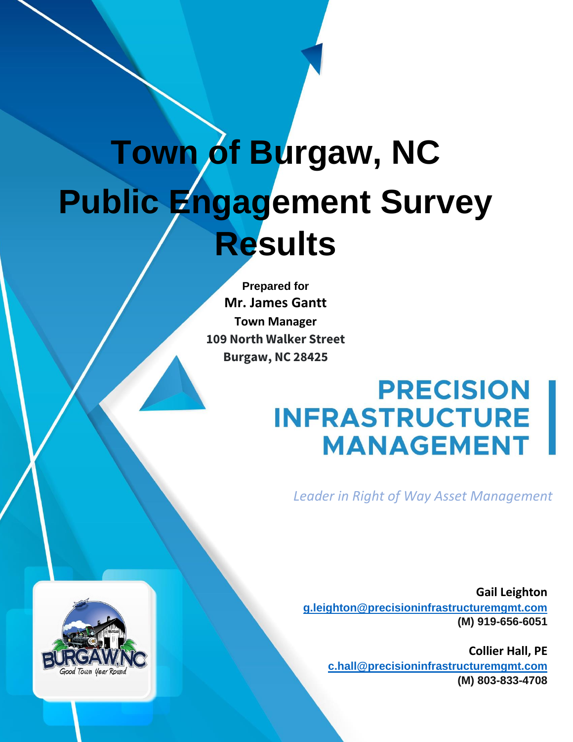# Town of Burgaw, NC
# Public Engagement Survey Results

**Prepared for**
**Mr. James Gantt**
**Town Manager**
**109 North Walker Street**
**Burgaw, NC 28425**

**PRECISION INFRASTRUCTURE MANAGEMENT**

*Leader in Right of Way Asset Management*

**Gail Leighton**
g.leighton@precisioninfrastructuremgmt.com
**(M) 919-656-6051**

**Collier Hall, PE**
c.hall@precisioninfrastructuremgmt.com
**(M) 803-833-4708**

BURGAW,NC
Good Town Year Round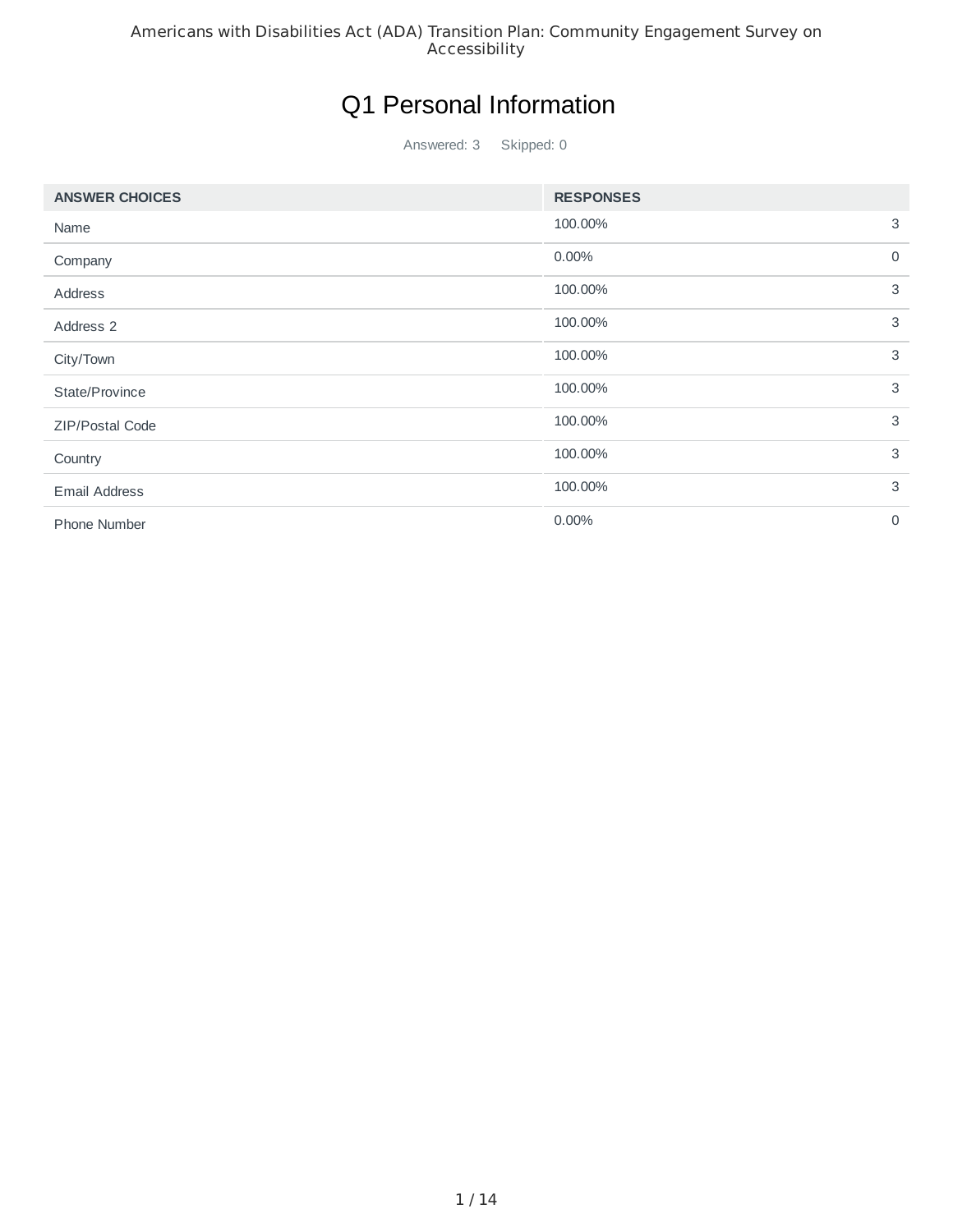# Q1 Personal Information

Answered: 3 Skipped: 0

| ANSWER CHOICES | RESPONSES | |
|---|---|---|
| Name | 100.00% | 3 |
| Company | 0.00% | 0 |
| Address | 100.00% | 3 |
| Address 2 | 100.00% | 3 |
| City/Town | 100.00% | 3 |
| State/Province | 100.00% | 3 |
| ZIP/Postal Code | 100.00% | 3 |
| Country | 100.00% | 3 |
| Email Address | 100.00% | 3 |
| Phone Number | 0.00% | 0 |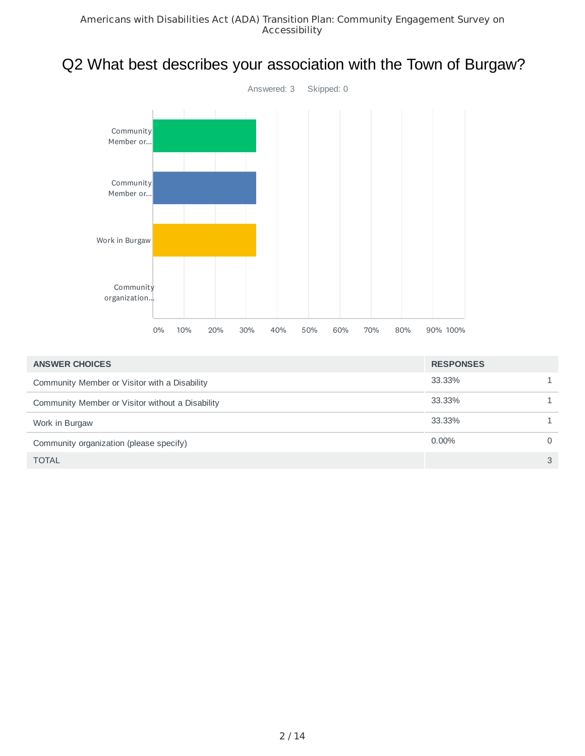# Q2 What best describes your association with the Town of Burgaw?

Answered: 3 Skipped: 0

| ANSWER CHOICES | RESPONSES | |
|---|---|---|
| Community Member or Visitor with a Disability | 33.33% | 1 |
| Community Member or Visitor without a Disability | 33.33% | 1 |
| Work in Burgaw | 33.33% | 1 |
| Community organization (please specify) | 0.00% | 0 |
| TOTAL | | 3 |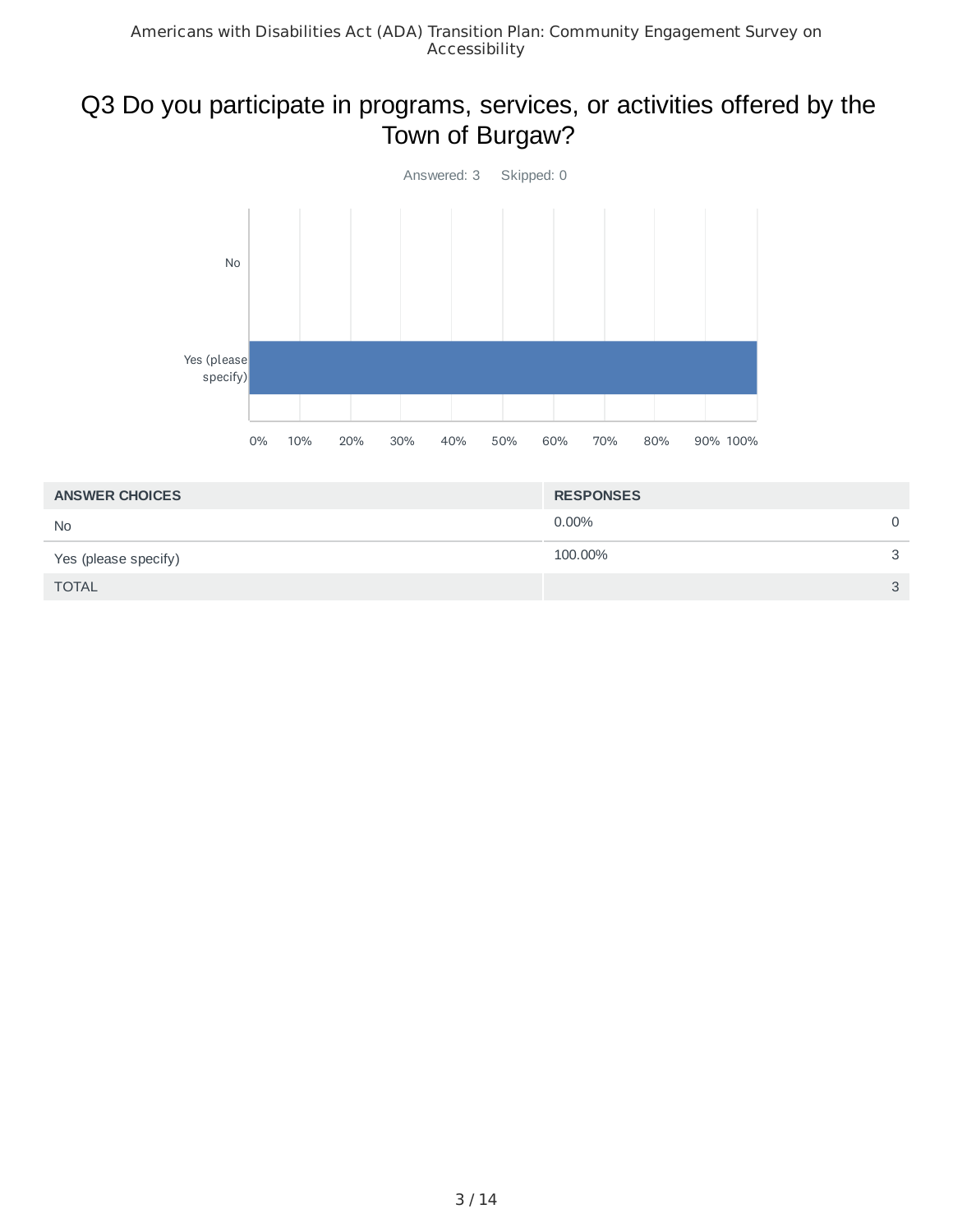# Q3 Do you participate in programs, services, or activities offered by the Town of Burgaw?

Answered: 3 Skipped: 0

| ANSWER CHOICES | RESPONSES | |
|---|---|---|
| No | 0.00% | 0 |
| Yes (please specify) | 100.00% | 3 |
| TOTAL | | 3 |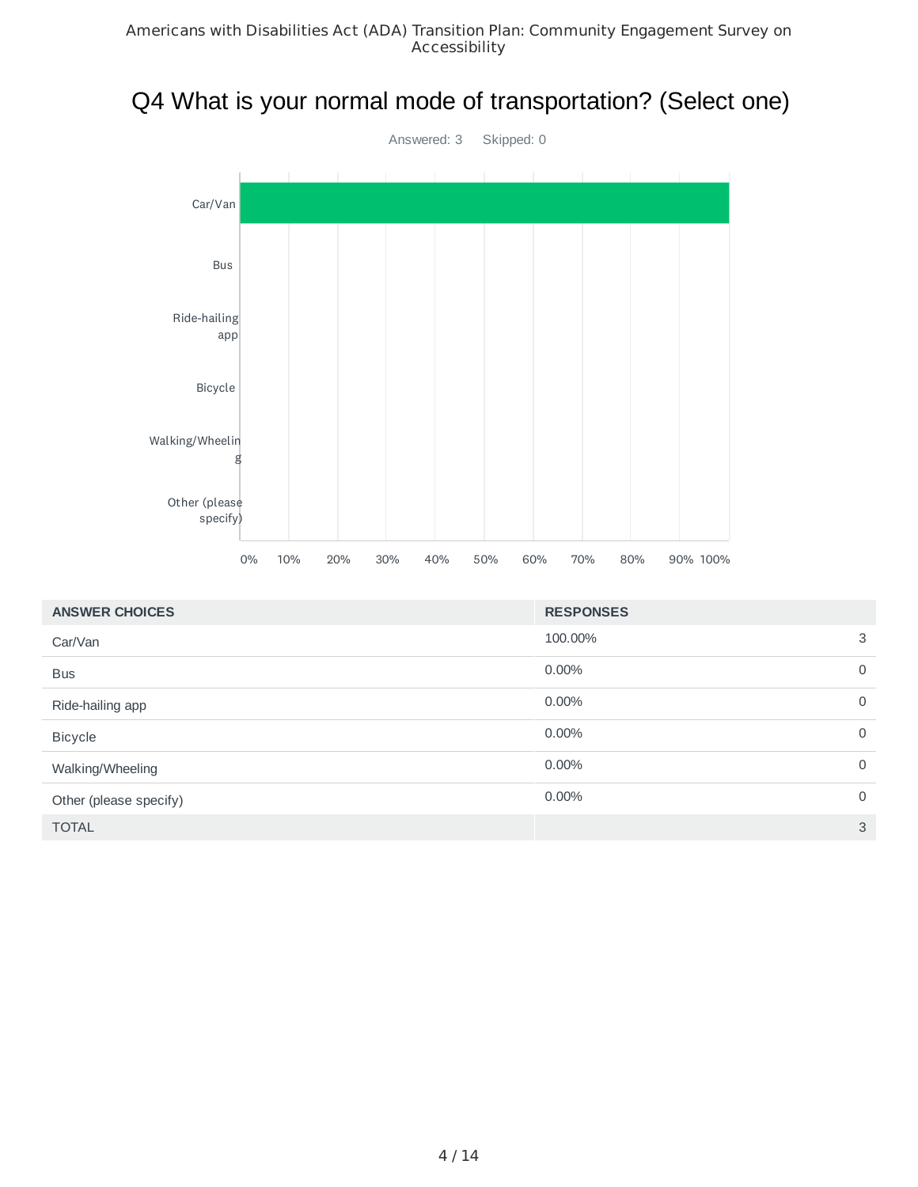## Q4 What is your normal mode of transportation? (Select one)

Answered: 3 Skipped: 0

| ANSWER CHOICES | RESPONSES | |
|---|---|---|
| Car/Van | 100.00% | 3 |
| Bus | 0.00% | 0 |
| Ride-hailing app | 0.00% | 0 |
| Bicycle | 0.00% | 0 |
| Walking/Wheeling | 0.00% | 0 |
| Other (please specify) | 0.00% | 0 |
| TOTAL | | 3 |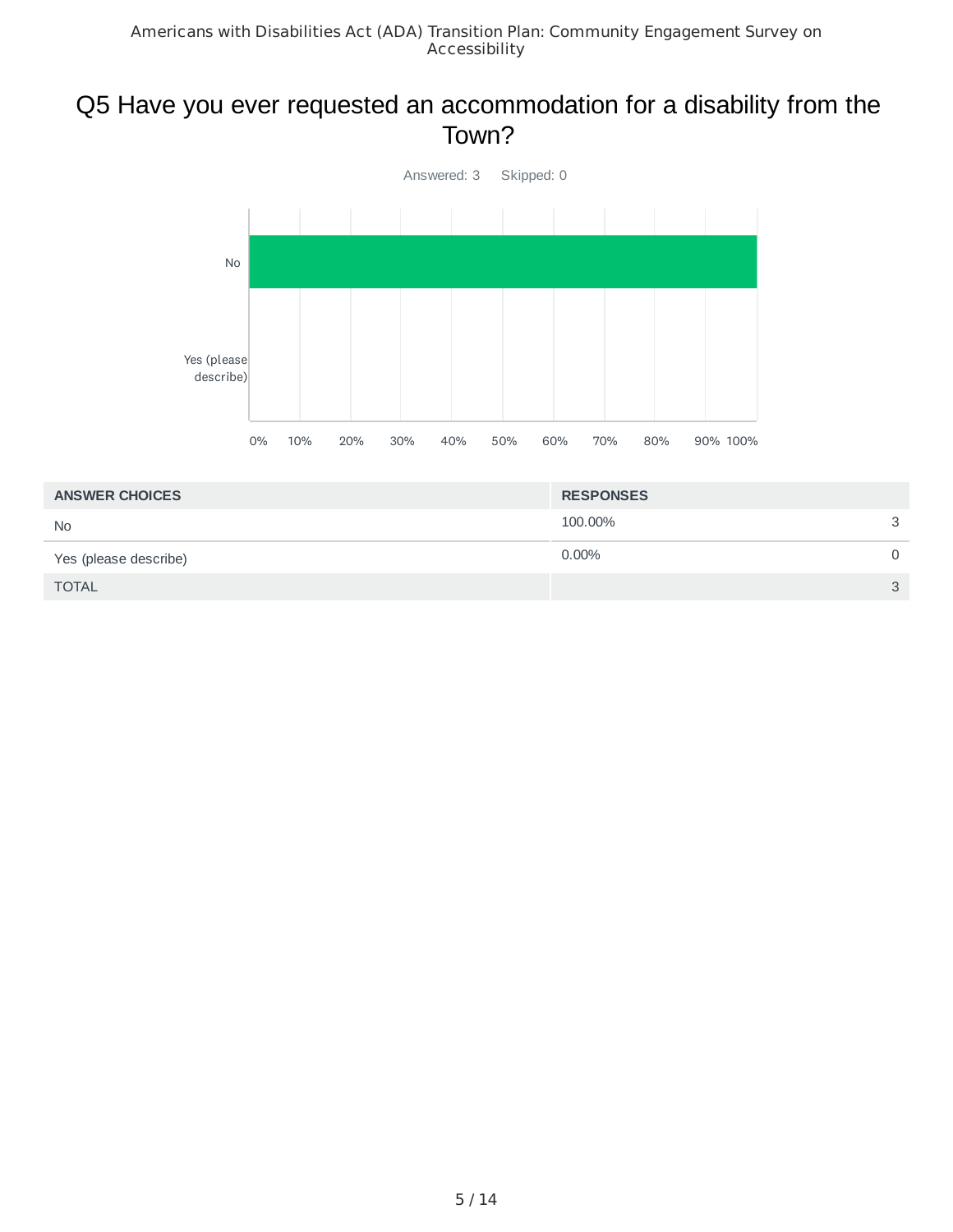# Q5 Have you ever requested an accommodation for a disability from the Town?

Answered: 3 Skipped: 0

| ANSWER CHOICES | RESPONSES | |
|---|---|---|
| No | 100.00% | 3 |
| Yes (please describe) | 0.00% | 0 |
| TOTAL | | 3 |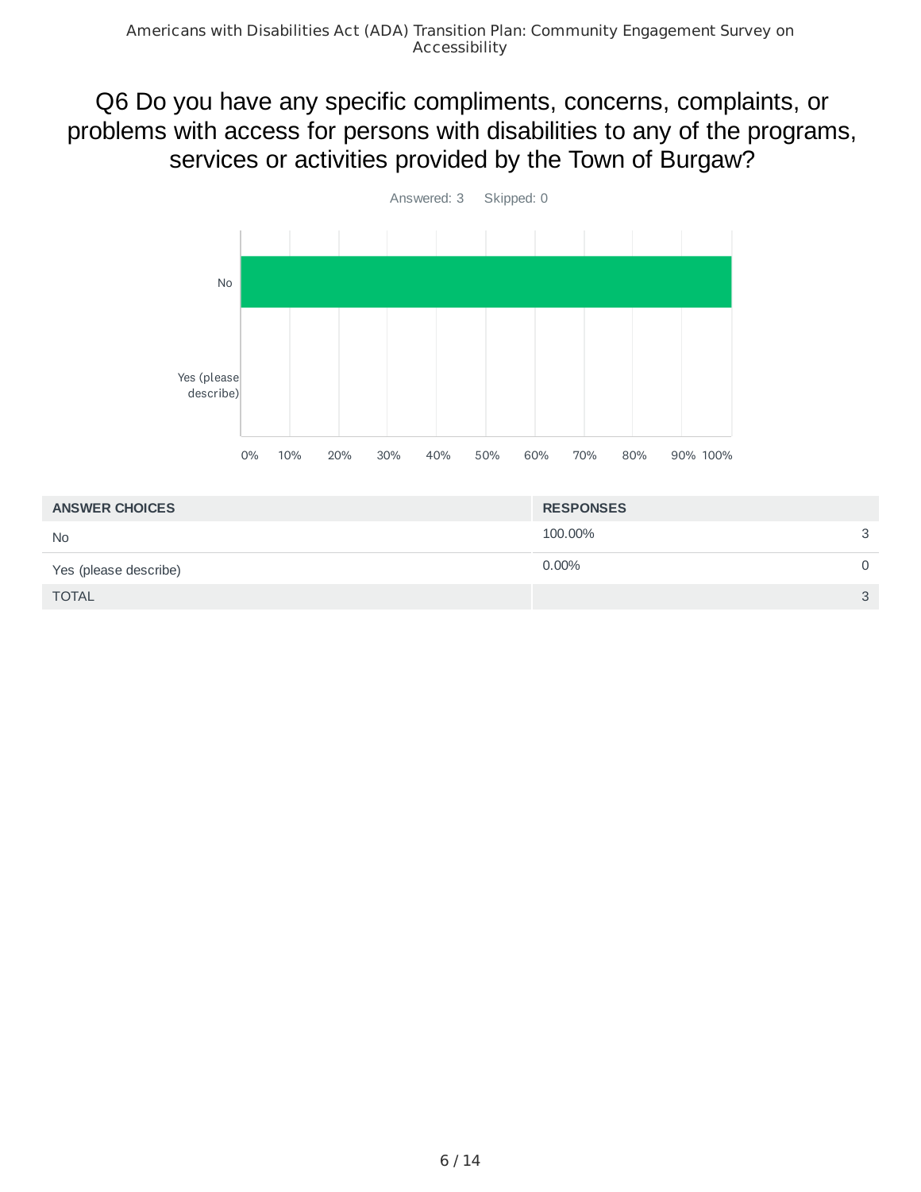## Q6 Do you have any specific compliments, concerns, complaints, or problems with access for persons with disabilities to any of the programs, services or activities provided by the Town of Burgaw?

Answered: 3 Skipped: 0

| ANSWER CHOICES | RESPONSES | |
|---|---|---|
| No | 100.00% | 3 |
| Yes (please describe) | 0.00% | 0 |
| TOTAL | | 3 |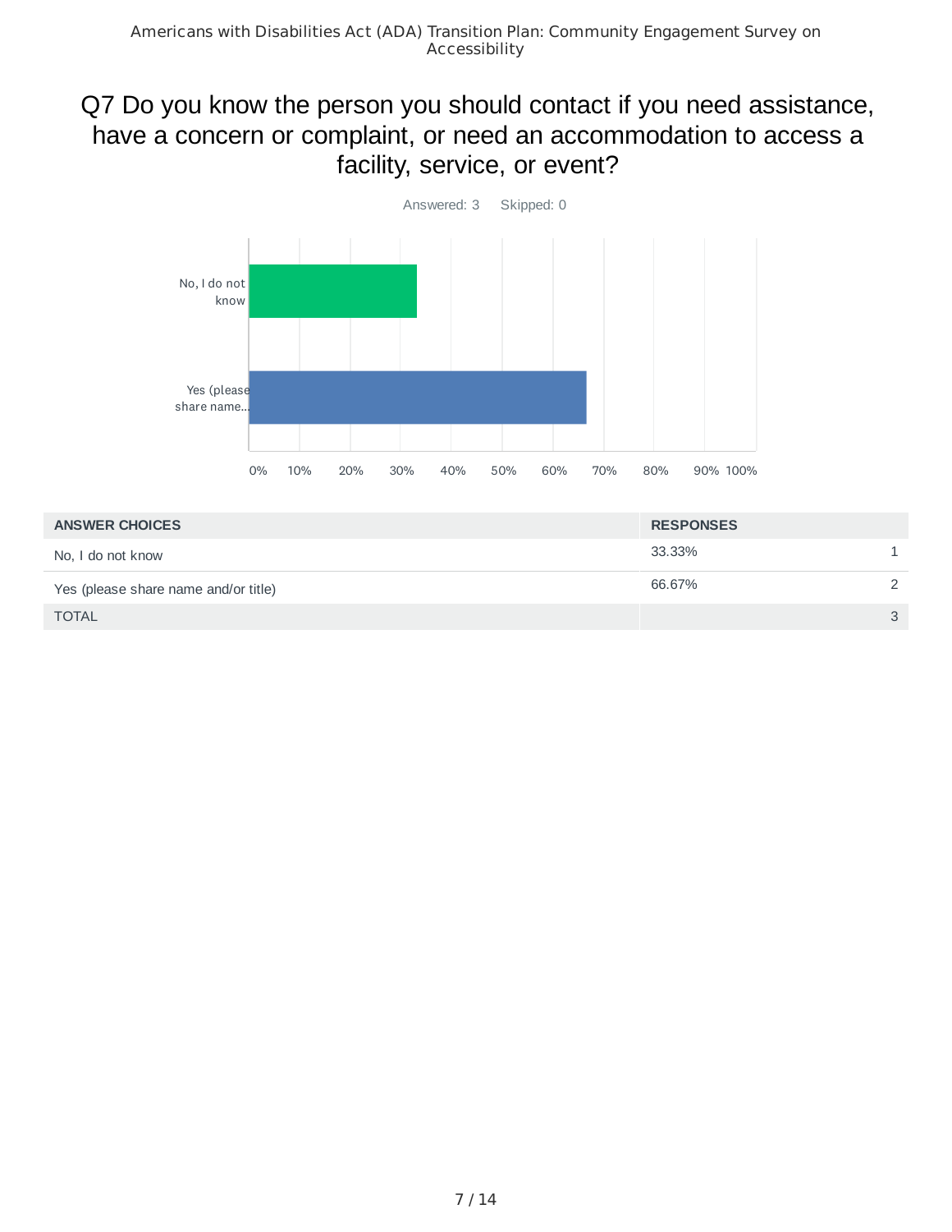## Q7 Do you know the person you should contact if you need assistance, have a concern or complaint, or need an accommodation to access a facility, service, or event?

Answered: 3 Skipped: 0

| ANSWER CHOICES | RESPONSES | |
|---|---|---|
| No, I do not know | 33.33% | 1 |
| Yes (please share name and/or title) | 66.67% | 2 |
| TOTAL | | 3 |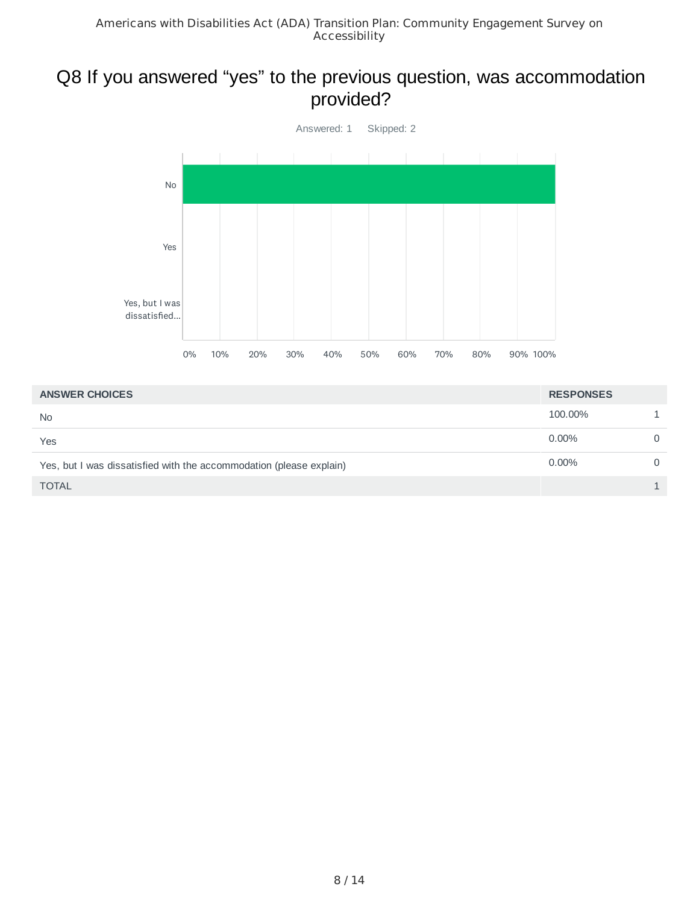# Q8 If you answered “yes” to the previous question, was accommodation provided?

Answered: 1 Skipped: 2

| ANSWER CHOICES | RESPONSES | |
|---|---|---|
| No | 100.00% | 1 |
| Yes | 0.00% | 0 |
| Yes, but I was dissatisfied with the accommodation (please explain) | 0.00% | 0 |
| TOTAL | | 1 |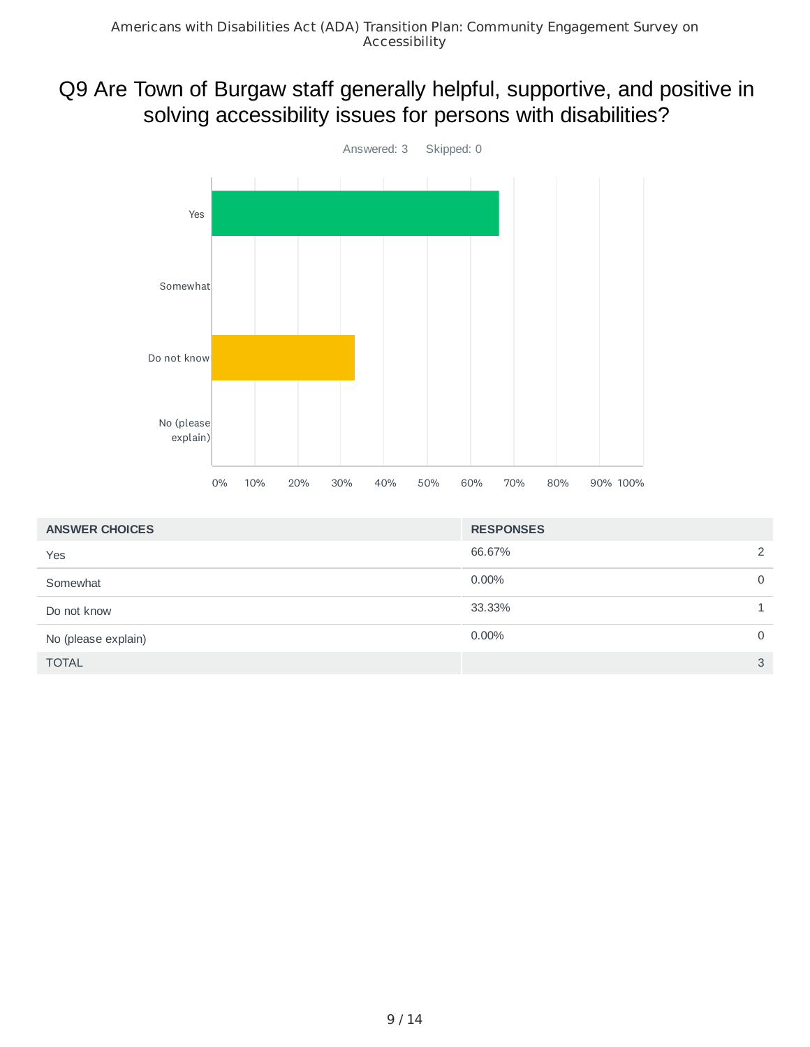# Q9 Are Town of Burgaw staff generally helpful, supportive, and positive in solving accessibility issues for persons with disabilities?

Answered: 3 Skipped: 0

| ANSWER CHOICES | RESPONSES | |
|---|---|---|
| Yes | 66.67% | 2 |
| Somewhat | 0.00% | 0 |
| Do not know | 33.33% | 1 |
| No (please explain) | 0.00% | 0 |
| TOTAL | | 3 |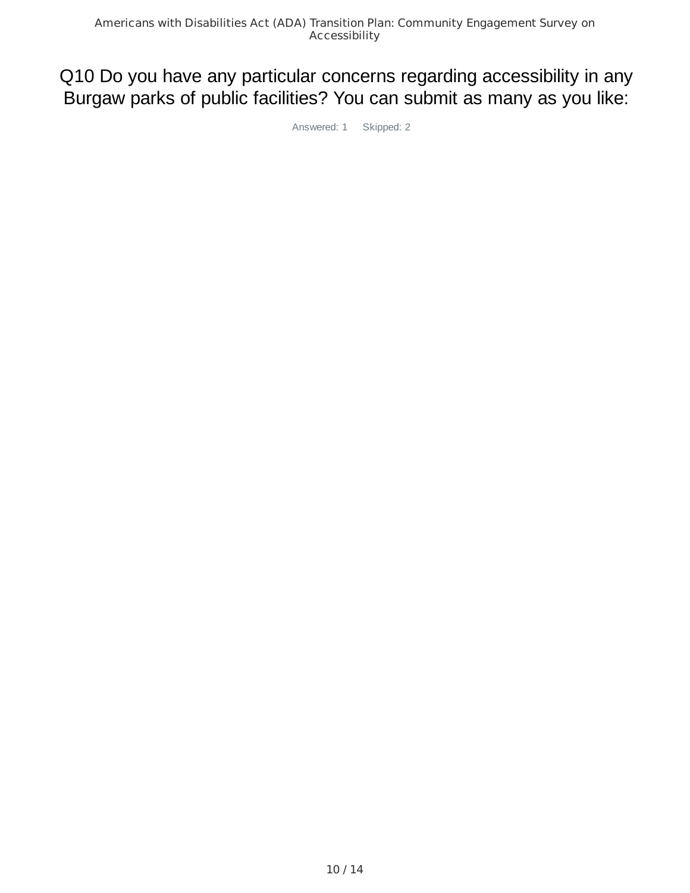# Q10 Do you have any particular concerns regarding accessibility in any Burgaw parks of public facilities? You can submit as many as you like:

Answered: 1 Skipped: 2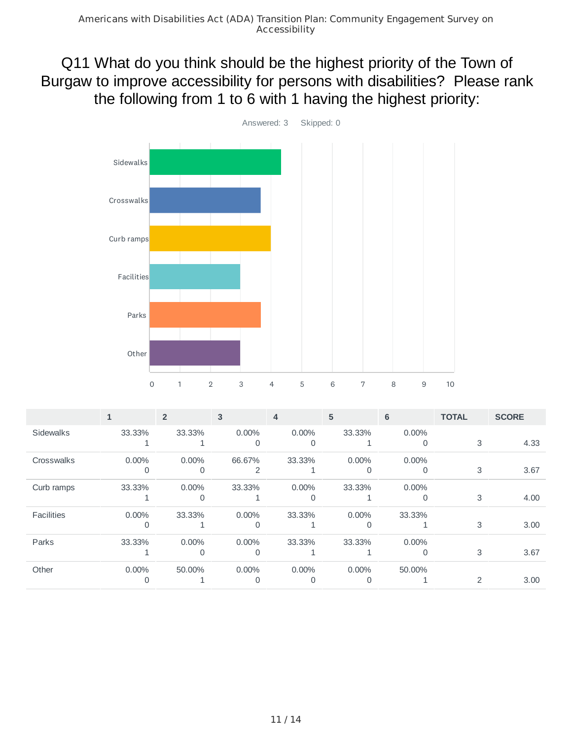# Q11 What do you think should be the highest priority of the Town of Burgaw to improve accessibility for persons with disabilities? Please rank the following from 1 to 6 with 1 having the highest priority:

Answered: 3 Skipped: 0

| | 1 | 2 | 3 | 4 | 5 | 6 | TOTAL | SCORE |
|---|---|---|---|---|---|---|---|---|
| Sidewalks | 33.33% 1 | 33.33% 1 | 0.00% 0 | 0.00% 0 | 33.33% 1 | 0.00% 0 | 3 | 4.33 |
| Crosswalks | 0.00% 0 | 0.00% 0 | 66.67% 2 | 33.33% 1 | 0.00% 0 | 0.00% 0 | 3 | 3.67 |
| Curb ramps | 33.33% 1 | 0.00% 0 | 33.33% 1 | 0.00% 0 | 33.33% 1 | 0.00% 0 | 3 | 4.00 |
| Facilities | 0.00% 0 | 33.33% 1 | 0.00% 0 | 33.33% 1 | 0.00% 0 | 33.33% 1 | 3 | 3.00 |
| Parks | 33.33% 1 | 0.00% 0 | 0.00% 0 | 33.33% 1 | 33.33% 1 | 0.00% 0 | 3 | 3.67 |
| Other | 0.00% 0 | 50.00% 1 | 0.00% 0 | 0.00% 0 | 0.00% 0 | 50.00% 1 | 2 | 3.00 |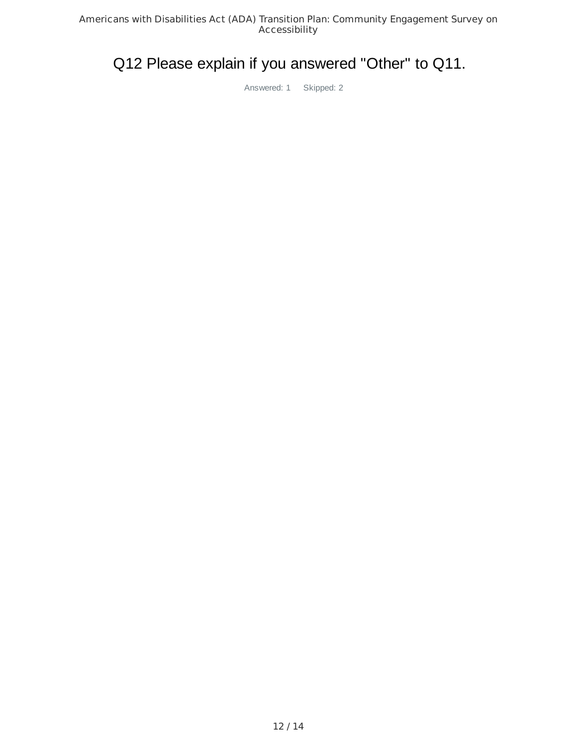# Q12 Please explain if you answered "Other" to Q11.

Answered: 1 Skipped: 2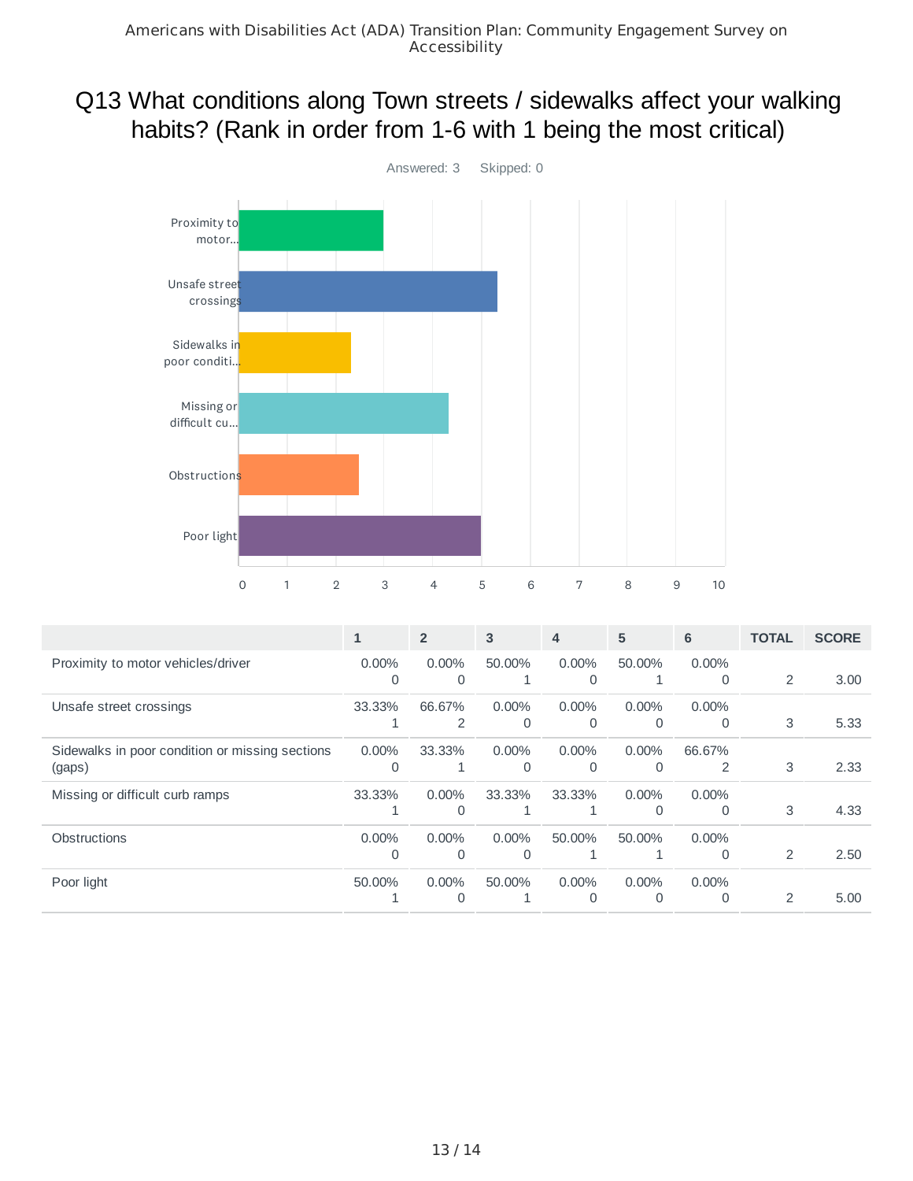# Q13 What conditions along Town streets / sidewalks affect your walking habits? (Rank in order from 1-6 with 1 being the most critical)

Answered: 3 Skipped: 0

| | 1 | 2 | 3 | 4 | 5 | 6 | TOTAL | SCORE |
|---|---|---|---|---|---|---|---|---|
| Proximity to motor vehicles/driver | 0.00%<br>0 | 0.00%<br>0 | 50.00%<br>1 | 0.00%<br>0 | 50.00%<br>1 | 0.00%<br>0 | 2 | 3.00 |
| Unsafe street crossings | 33.33%<br>1 | 66.67%<br>2 | 0.00%<br>0 | 0.00%<br>0 | 0.00%<br>0 | 0.00%<br>0 | 3 | 5.33 |
| Sidewalks in poor condition or missing sections (gaps) | 0.00%<br>0 | 33.33%<br>1 | 0.00%<br>0 | 0.00%<br>0 | 0.00%<br>0 | 66.67%<br>2 | 3 | 2.33 |
| Missing or difficult curb ramps | 33.33%<br>1 | 0.00%<br>0 | 33.33%<br>1 | 33.33%<br>1 | 0.00%<br>0 | 0.00%<br>0 | 3 | 4.33 |
| Obstructions | 0.00%<br>0 | 0.00%<br>0 | 0.00%<br>0 | 50.00%<br>1 | 50.00%<br>1 | 0.00%<br>0 | 2 | 2.50 |
| Poor light | 50.00%<br>1 | 0.00%<br>0 | 50.00%<br>1 | 0.00%<br>0 | 0.00%<br>0 | 0.00%<br>0 | 2 | 5.00 |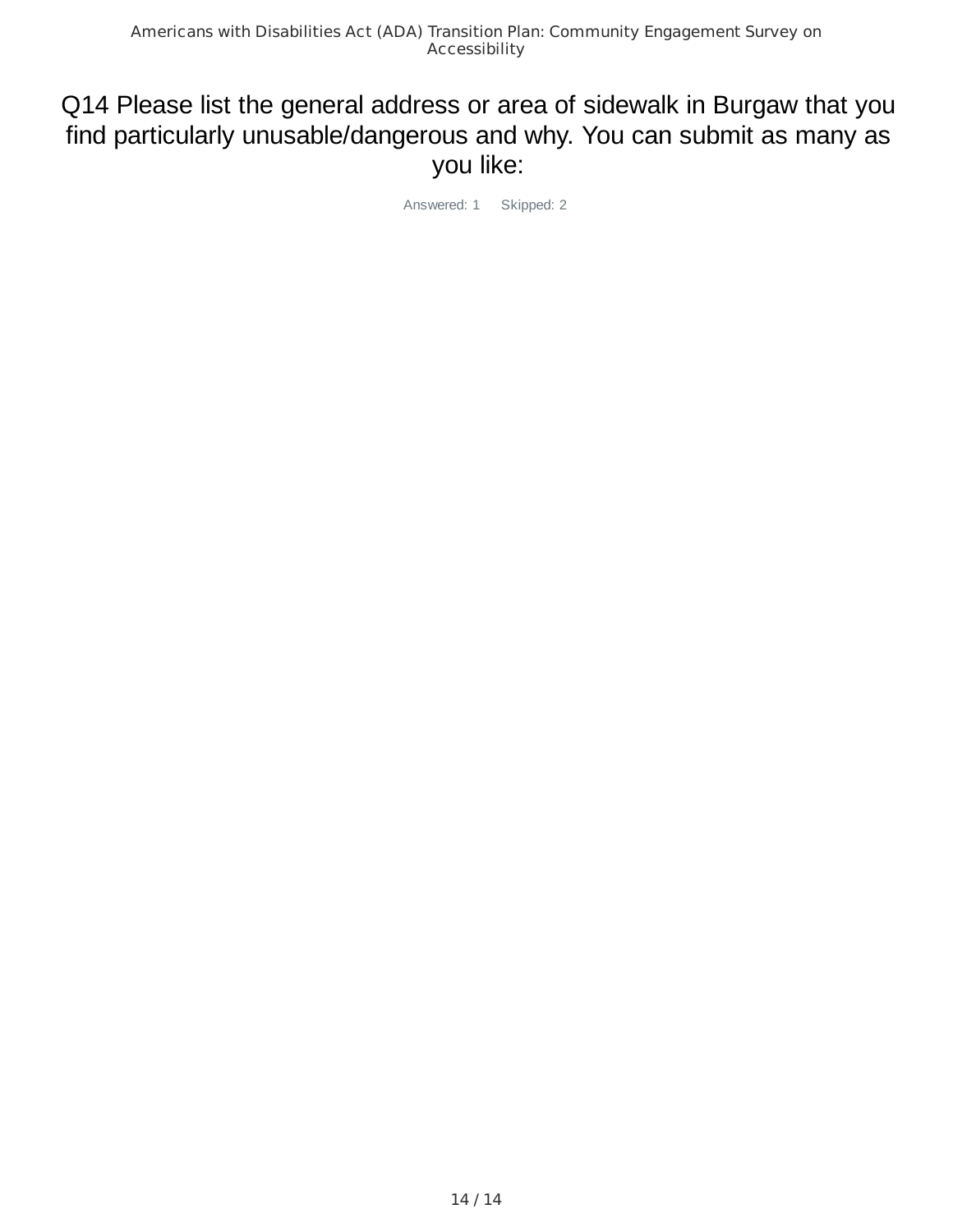# Q14 Please list the general address or area of sidewalk in Burgaw that you find particularly unusable/dangerous and why. You can submit as many as you like:

Answered: 1 Skipped: 2